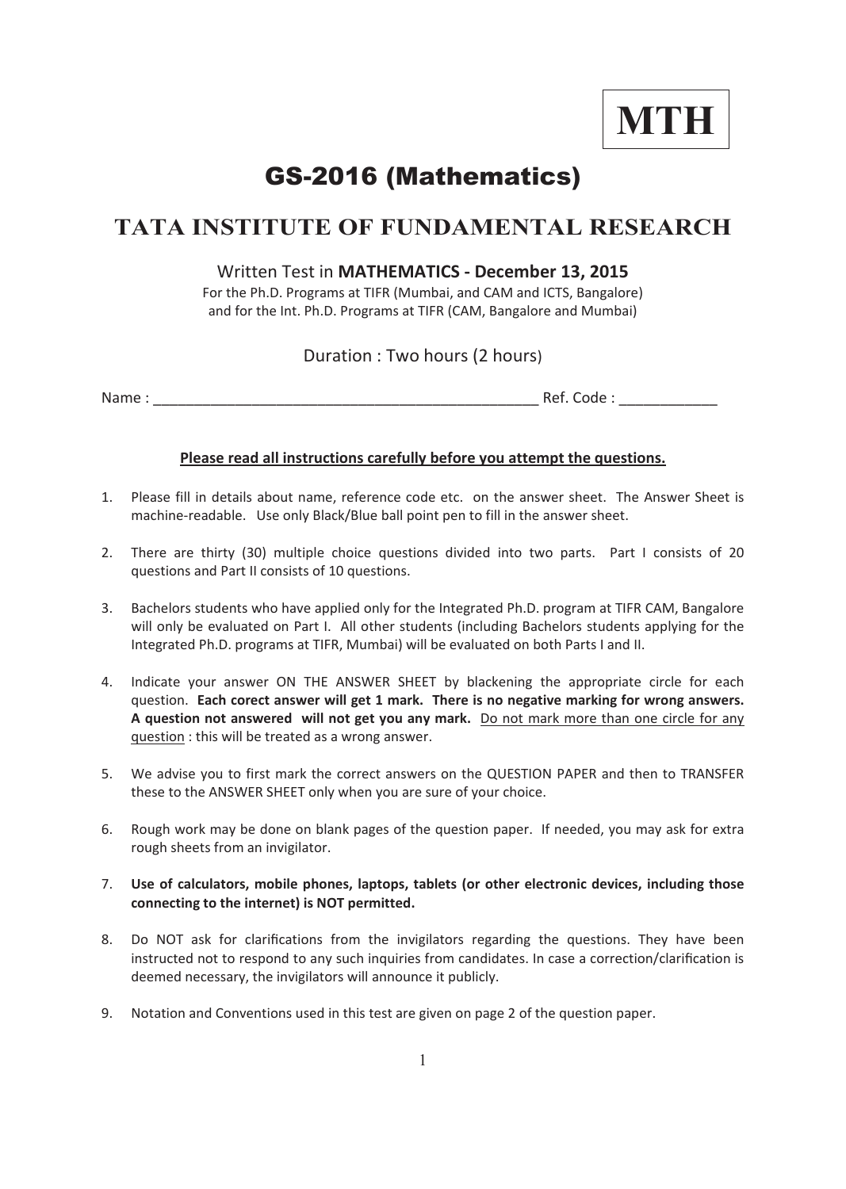**MTH**

# GS-2016 (Mathematics)

## TATA INSTITUTE OF FUNDAMENTAL RESEARCH

Written Test in **MATHEMATICS - December 13, 2015**

For the Ph.D. Programs at TIFR (Mumbai, and CAM and ICTS, Bangalore)
and for the Int. Ph.D. Programs at TIFR (CAM, Bangalore and Mumbai)

Duration : Two hours (2 hours)

Name : ________________________________________________ Ref. Code : ____________

**Please read all instructions carefully before you attempt the questions.**

1. Please fill in details about name, reference code etc. on the answer sheet. The Answer Sheet is machine-readable. Use only Black/Blue ball point pen to fill in the answer sheet.

2. There are thirty (30) multiple choice questions divided into two parts. Part I consists of 20 questions and Part II consists of 10 questions.

3. Bachelors students who have applied only for the Integrated Ph.D. program at TIFR CAM, Bangalore will only be evaluated on Part I. All other students (including Bachelors students applying for the Integrated Ph.D. programs at TIFR, Mumbai) will be evaluated on both Parts I and II.

4. Indicate your answer ON THE ANSWER SHEET by blackening the appropriate circle for each question. **Each corect answer will get 1 mark. There is no negative marking for wrong answers. A question not answered will not get you any mark.** Do not mark more than one circle for any question : this will be treated as a wrong answer.

5. We advise you to first mark the correct answers on the QUESTION PAPER and then to TRANSFER these to the ANSWER SHEET only when you are sure of your choice.

6. Rough work may be done on blank pages of the question paper. If needed, you may ask for extra rough sheets from an invigilator.

7. **Use of calculators, mobile phones, laptops, tablets (or other electronic devices, including those connecting to the internet) is NOT permitted.**

8. Do NOT ask for clarifications from the invigilators regarding the questions. They have been instructed not to respond to any such inquiries from candidates. In case a correction/clarification is deemed necessary, the invigilators will announce it publicly.

9. Notation and Conventions used in this test are given on page 2 of the question paper.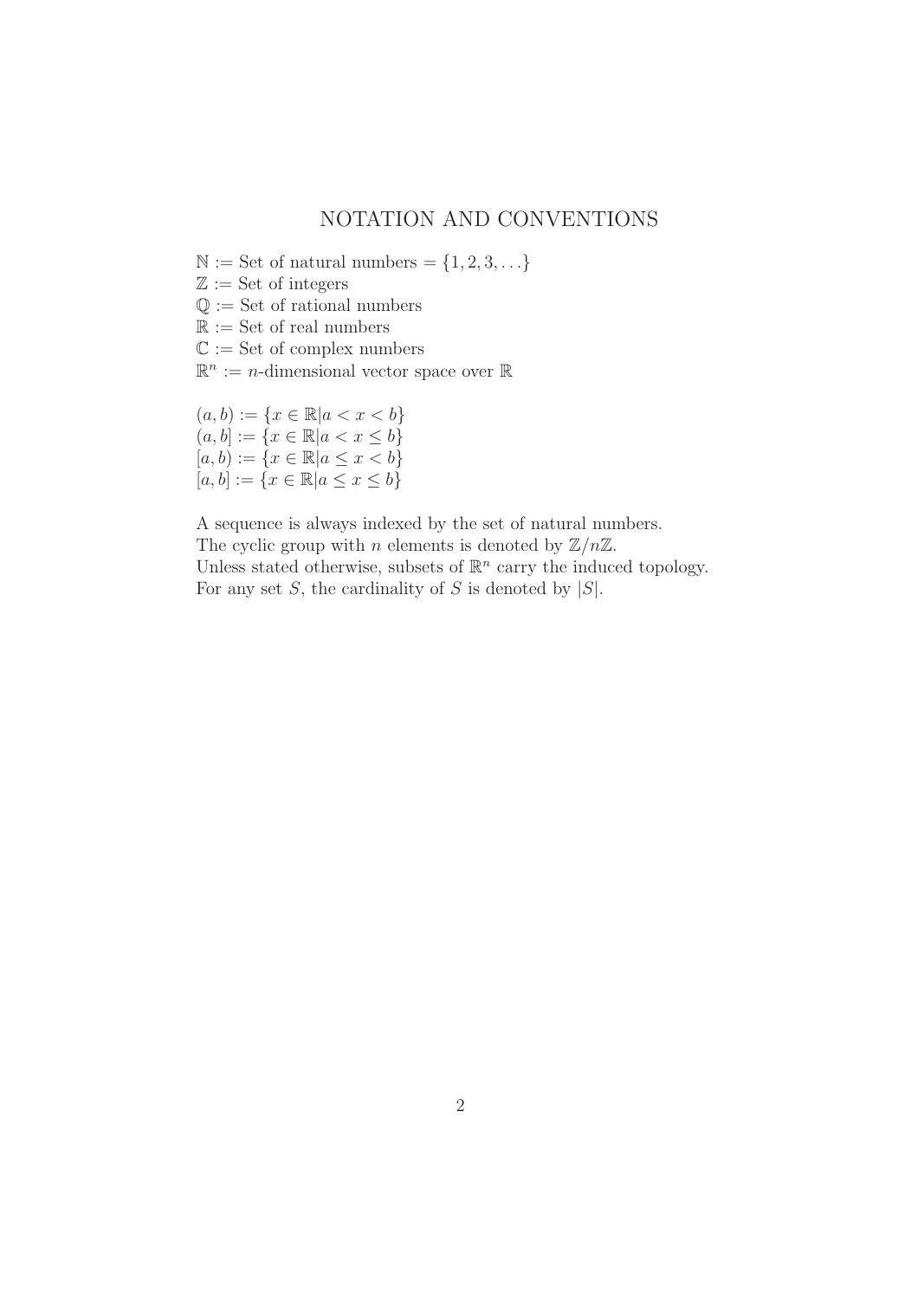# NOTATION AND CONVENTIONS

$\mathbb{N}$ := Set of natural numbers = $\{1, 2, 3, \ldots\}$
$\mathbb{Z}$ := Set of integers
$\mathbb{Q}$ := Set of rational numbers
$\mathbb{R}$ := Set of real numbers
$\mathbb{C}$ := Set of complex numbers
$\mathbb{R}^n$ := $n$-dimensional vector space over $\mathbb{R}$

$(a, b) := \{x \in \mathbb{R} | a < x < b\}$
$(a, b] := \{x \in \mathbb{R} | a < x \leq b\}$
$[a, b) := \{x \in \mathbb{R} | a \leq x < b\}$
$[a, b] := \{x \in \mathbb{R} | a \leq x \leq b\}$

A sequence is always indexed by the set of natural numbers.
The cyclic group with $n$ elements is denoted by $\mathbb{Z}/n\mathbb{Z}$.
Unless stated otherwise, subsets of $\mathbb{R}^n$ carry the induced topology.
For any set $S$, the cardinality of $S$ is denoted by $|S|$.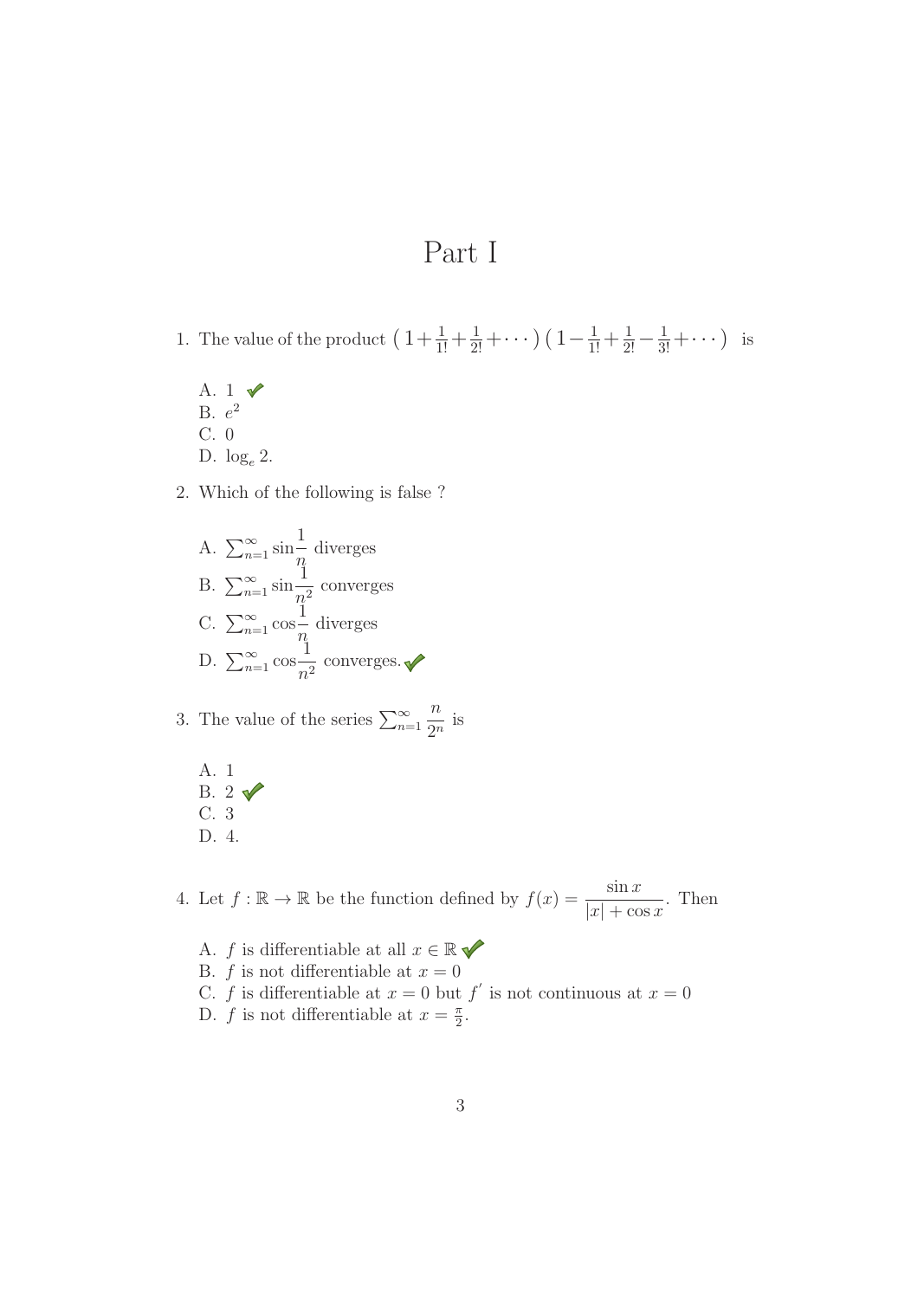# Part I

1. The value of the product $\left(1+\frac{1}{1!}+\frac{1}{2!}+\cdots\right)\left(1-\frac{1}{1!}+\frac{1}{2!}-\frac{1}{3!}+\cdots\right)$ is

   A. 1 ✓
   B. $e^2$
   C. 0
   D. $\log_e 2$.

2. Which of the following is false ?

   A. $\sum_{n=1}^{\infty} \sin\frac{1}{n}$ diverges
   B. $\sum_{n=1}^{\infty} \sin\frac{1}{n^2}$ converges
   C. $\sum_{n=1}^{\infty} \cos\frac{1}{n}$ diverges
   D. $\sum_{n=1}^{\infty} \cos\frac{1}{n^2}$ converges. ✓

3. The value of the series $\sum_{n=1}^{\infty} \frac{n}{2^n}$ is

   A. 1
   B. 2 ✓
   C. 3
   D. 4.

4. Let $f : \mathbb{R} \to \mathbb{R}$ be the function defined by $f(x) = \frac{\sin x}{|x| + \cos x}$. Then

   A. $f$ is differentiable at all $x \in \mathbb{R}$ ✓
   B. $f$ is not differentiable at $x = 0$
   C. $f$ is differentiable at $x = 0$ but $f'$ is not continuous at $x = 0$
   D. $f$ is not differentiable at $x = \frac{\pi}{2}$.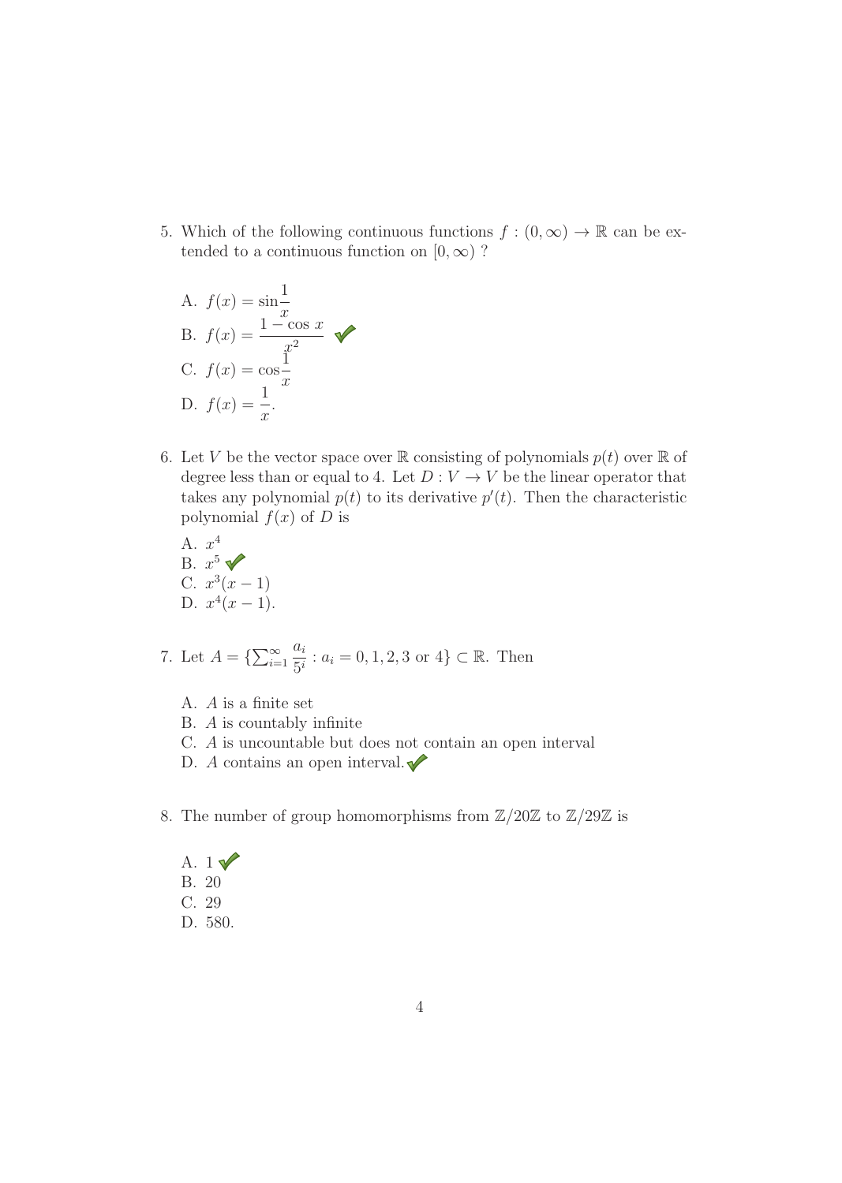5. Which of the following continuous functions $f : (0, \infty) \to \mathbb{R}$ can be extended to a continuous function on $[0, \infty)$ ?

   A. $f(x) = \sin\frac{1}{x}$

   B. $f(x) = \frac{1 - \cos x}{x^2}$ ✓

   C. $f(x) = \cos\frac{1}{x}$

   D. $f(x) = \frac{1}{x}$.

6. Let $V$ be the vector space over $\mathbb{R}$ consisting of polynomials $p(t)$ over $\mathbb{R}$ of degree less than or equal to 4. Let $D : V \to V$ be the linear operator that takes any polynomial $p(t)$ to its derivative $p'(t)$. Then the characteristic polynomial $f(x)$ of $D$ is

   A. $x^4$

   B. $x^5$ ✓

   C. $x^3(x - 1)$

   D. $x^4(x - 1)$.

7. Let $A = \{\sum_{i=1}^{\infty} \frac{a_i}{5^i} : a_i = 0, 1, 2, 3 \text{ or } 4\} \subset \mathbb{R}$. Then

   A. $A$ is a finite set

   B. $A$ is countably infinite

   C. $A$ is uncountable but does not contain an open interval

   D. $A$ contains an open interval. ✓

8. The number of group homomorphisms from $\mathbb{Z}/20\mathbb{Z}$ to $\mathbb{Z}/29\mathbb{Z}$ is

   A. 1 ✓

   B. 20

   C. 29

   D. 580.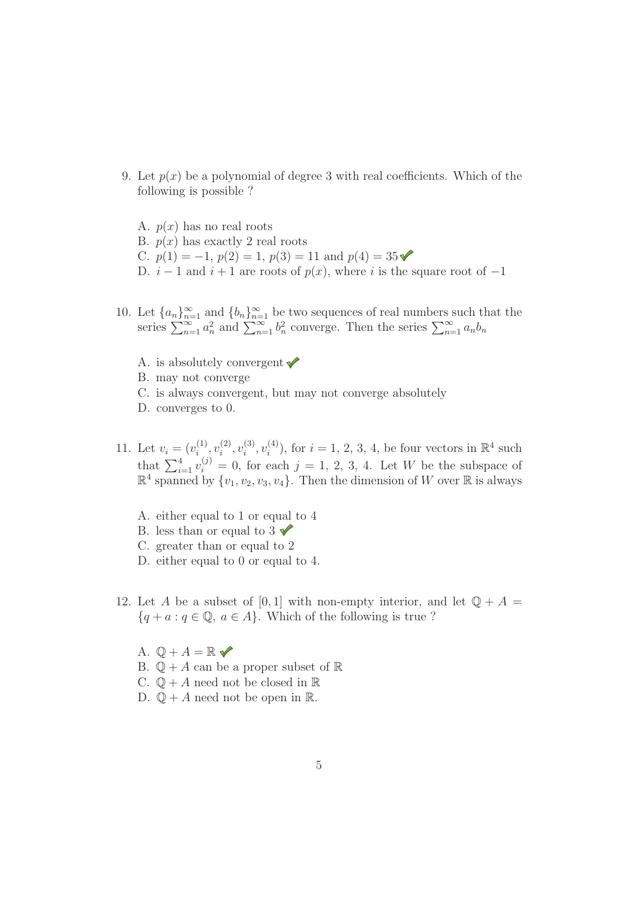9. Let $p(x)$ be a polynomial of degree 3 with real coefficients. Which of the following is possible ?

   A. $p(x)$ has no real roots
   B. $p(x)$ has exactly 2 real roots
   C. $p(1) = -1$, $p(2) = 1$, $p(3) = 11$ and $p(4) = 35$ ✔
   D. $i - 1$ and $i + 1$ are roots of $p(x)$, where $i$ is the square root of $-1$

10. Let $\{a_n\}_{n=1}^{\infty}$ and $\{b_n\}_{n=1}^{\infty}$ be two sequences of real numbers such that the series $\sum_{n=1}^{\infty} a_n^2$ and $\sum_{n=1}^{\infty} b_n^2$ converge. Then the series $\sum_{n=1}^{\infty} a_n b_n$

    A. is absolutely convergent ✔
    B. may not converge
    C. is always convergent, but may not converge absolutely
    D. converges to 0.

11. Let $v_i = (v_i^{(1)}, v_i^{(2)}, v_i^{(3)}, v_i^{(4)})$, for $i = 1, 2, 3, 4$, be four vectors in $\mathbb{R}^4$ such that $\sum_{i=1}^{4} v_i^{(j)} = 0$, for each $j = 1, 2, 3, 4$. Let $W$ be the subspace of $\mathbb{R}^4$ spanned by $\{v_1, v_2, v_3, v_4\}$. Then the dimension of $W$ over $\mathbb{R}$ is always

    A. either equal to 1 or equal to 4
    B. less than or equal to 3 ✔
    C. greater than or equal to 2
    D. either equal to 0 or equal to 4.

12. Let $A$ be a subset of $[0, 1]$ with non-empty interior, and let $\mathbb{Q} + A = \{q + a : q \in \mathbb{Q},\ a \in A\}$. Which of the following is true ?

    A. $\mathbb{Q} + A = \mathbb{R}$ ✔
    B. $\mathbb{Q} + A$ can be a proper subset of $\mathbb{R}$
    C. $\mathbb{Q} + A$ need not be closed in $\mathbb{R}$
    D. $\mathbb{Q} + A$ need not be open in $\mathbb{R}$.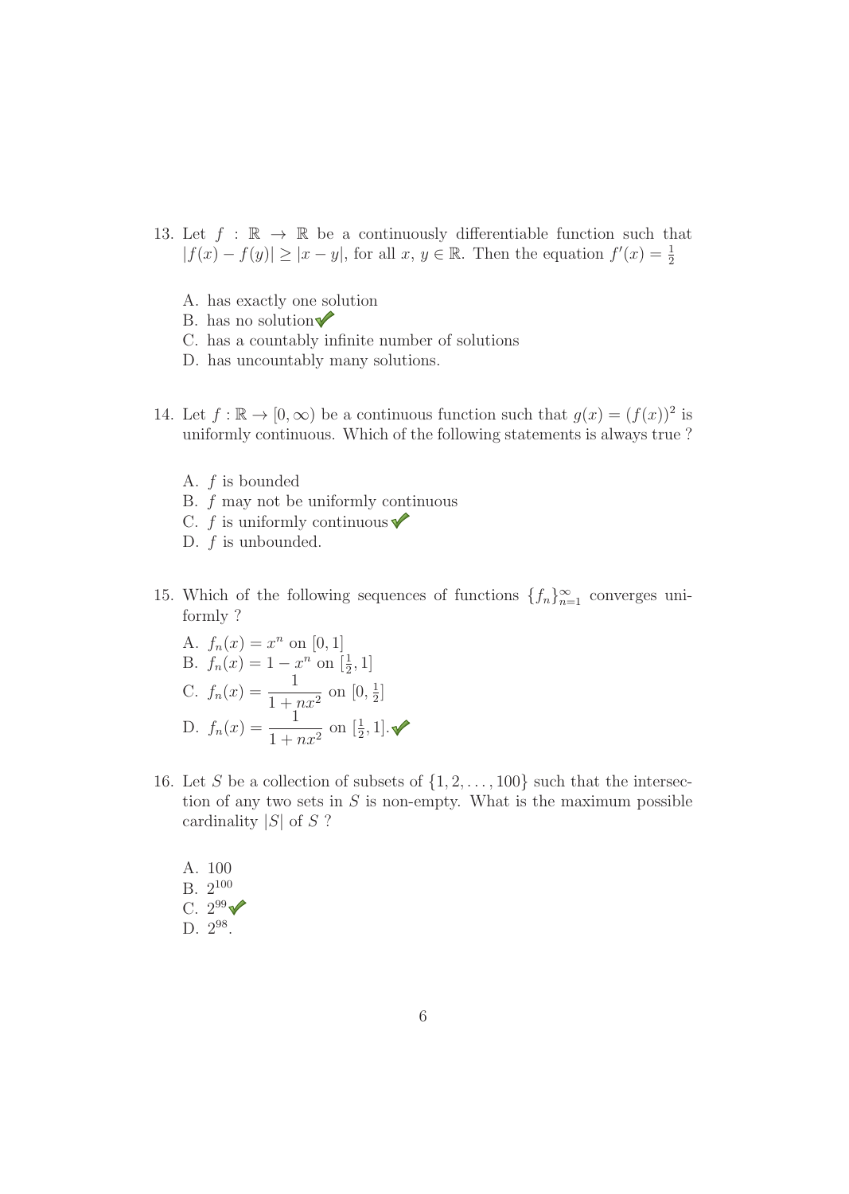13. Let $f : \mathbb{R} \to \mathbb{R}$ be a continuously differentiable function such that $|f(x) - f(y)| \geq |x - y|$, for all $x, y \in \mathbb{R}$. Then the equation $f'(x) = \frac{1}{2}$

    A. has exactly one solution
    B. has no solution ✓
    C. has a countably infinite number of solutions
    D. has uncountably many solutions.

14. Let $f : \mathbb{R} \to [0, \infty)$ be a continuous function such that $g(x) = (f(x))^2$ is uniformly continuous. Which of the following statements is always true ?

    A. $f$ is bounded
    B. $f$ may not be uniformly continuous
    C. $f$ is uniformly continuous ✓
    D. $f$ is unbounded.

15. Which of the following sequences of functions $\{f_n\}_{n=1}^{\infty}$ converges uniformly ?

    A. $f_n(x) = x^n$ on $[0, 1]$
    B. $f_n(x) = 1 - x^n$ on $[\frac{1}{2}, 1]$
    C. $f_n(x) = \dfrac{1}{1 + nx^2}$ on $[0, \frac{1}{2}]$
    D. $f_n(x) = \dfrac{1}{1 + nx^2}$ on $[\frac{1}{2}, 1]$. ✓

16. Let $S$ be a collection of subsets of $\{1, 2, \ldots, 100\}$ such that the intersection of any two sets in $S$ is non-empty. What is the maximum possible cardinality $|S|$ of $S$ ?

    A. 100
    B. $2^{100}$
    C. $2^{99}$ ✓
    D. $2^{98}$.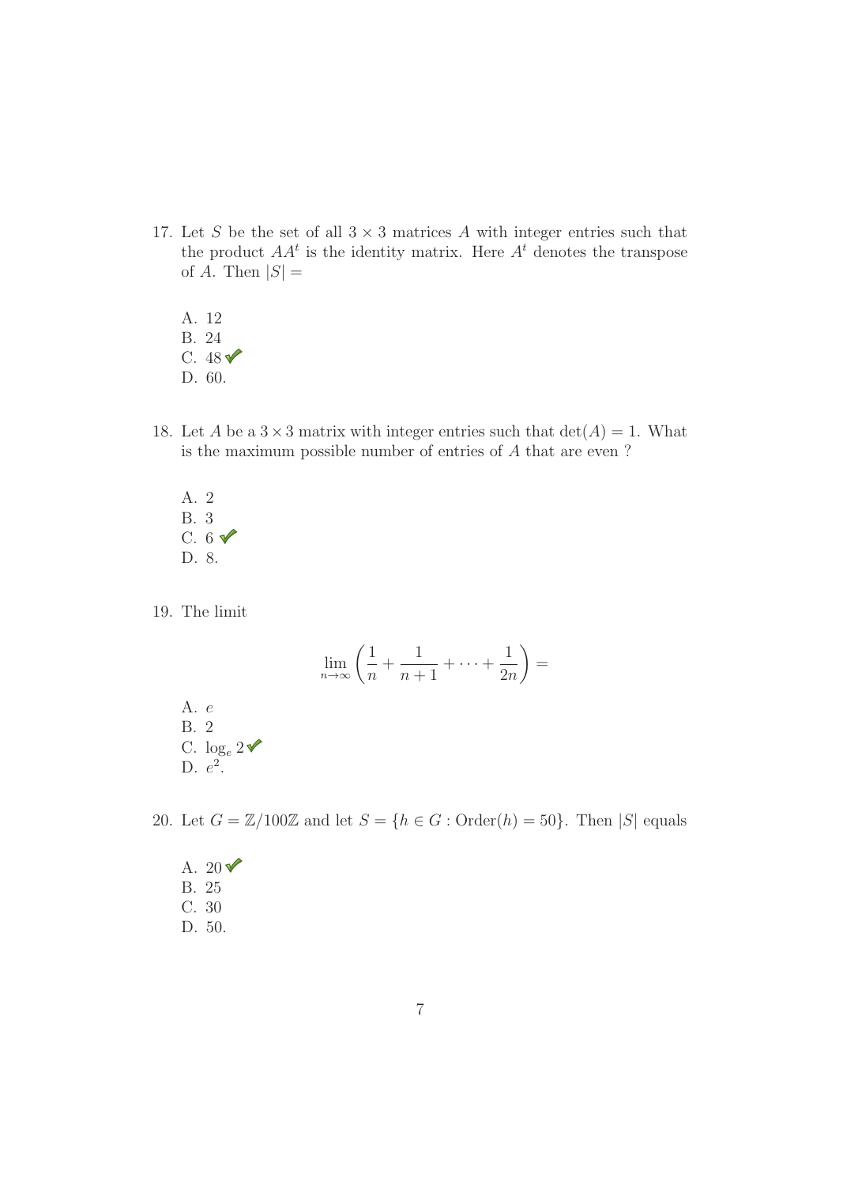17. Let $S$ be the set of all $3 \times 3$ matrices $A$ with integer entries such that the product $AA^t$ is the identity matrix. Here $A^t$ denotes the transpose of $A$. Then $|S| =$

    A. 12
    B. 24
    C. 48 ✔
    D. 60.

18. Let $A$ be a $3 \times 3$ matrix with integer entries such that $\det(A) = 1$. What is the maximum possible number of entries of $A$ that are even ?

    A. 2
    B. 3
    C. 6 ✔
    D. 8.

19. The limit

$$\lim_{n \to \infty} \left( \frac{1}{n} + \frac{1}{n+1} + \cdots + \frac{1}{2n} \right) =$$

    A. $e$
    B. 2
    C. $\log_e 2$ ✔
    D. $e^2$.

20. Let $G = \mathbb{Z}/100\mathbb{Z}$ and let $S = \{h \in G : \text{Order}(h) = 50\}$. Then $|S|$ equals

    A. 20 ✔
    B. 25
    C. 30
    D. 50.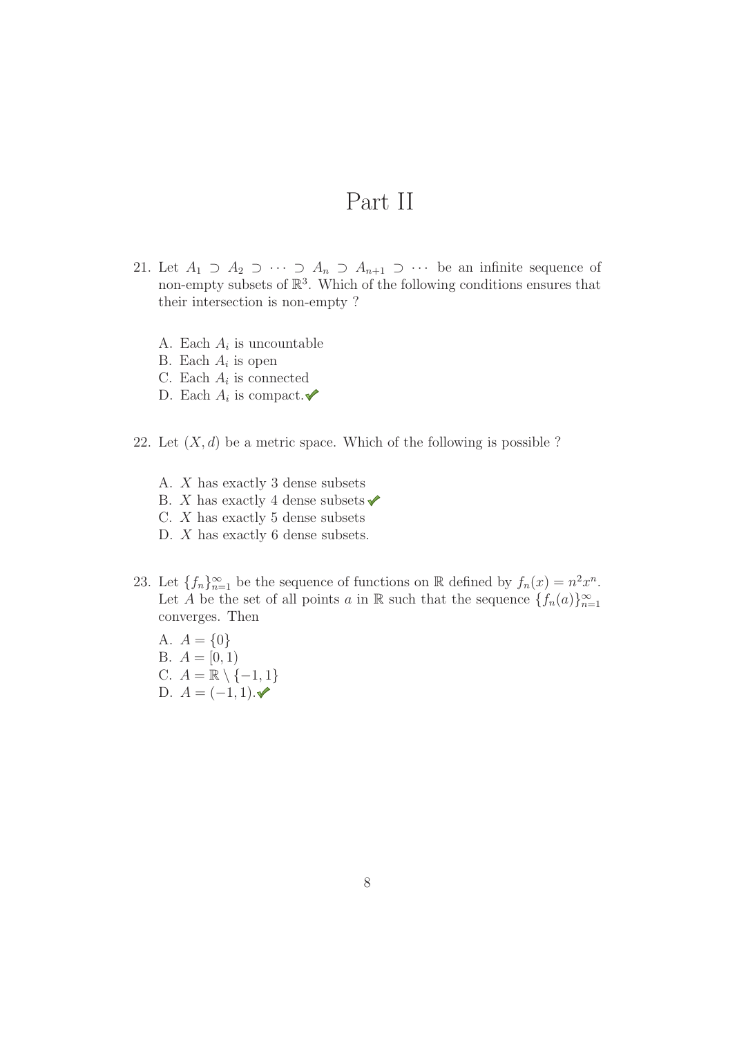# Part II

21. Let $A_1 \supset A_2 \supset \cdots \supset A_n \supset A_{n+1} \supset \cdots$ be an infinite sequence of non-empty subsets of $\mathbb{R}^3$. Which of the following conditions ensures that their intersection is non-empty ?

    A. Each $A_i$ is uncountable
    B. Each $A_i$ is open
    C. Each $A_i$ is connected
    D. Each $A_i$ is compact. ✔

22. Let $(X, d)$ be a metric space. Which of the following is possible ?

    A. $X$ has exactly 3 dense subsets
    B. $X$ has exactly 4 dense subsets ✔
    C. $X$ has exactly 5 dense subsets
    D. $X$ has exactly 6 dense subsets.

23. Let $\{f_n\}_{n=1}^{\infty}$ be the sequence of functions on $\mathbb{R}$ defined by $f_n(x) = n^2 x^n$. Let $A$ be the set of all points $a$ in $\mathbb{R}$ such that the sequence $\{f_n(a)\}_{n=1}^{\infty}$ converges. Then

    A. $A = \{0\}$
    B. $A = [0, 1)$
    C. $A = \mathbb{R} \setminus \{-1, 1\}$
    D. $A = (-1, 1)$. ✔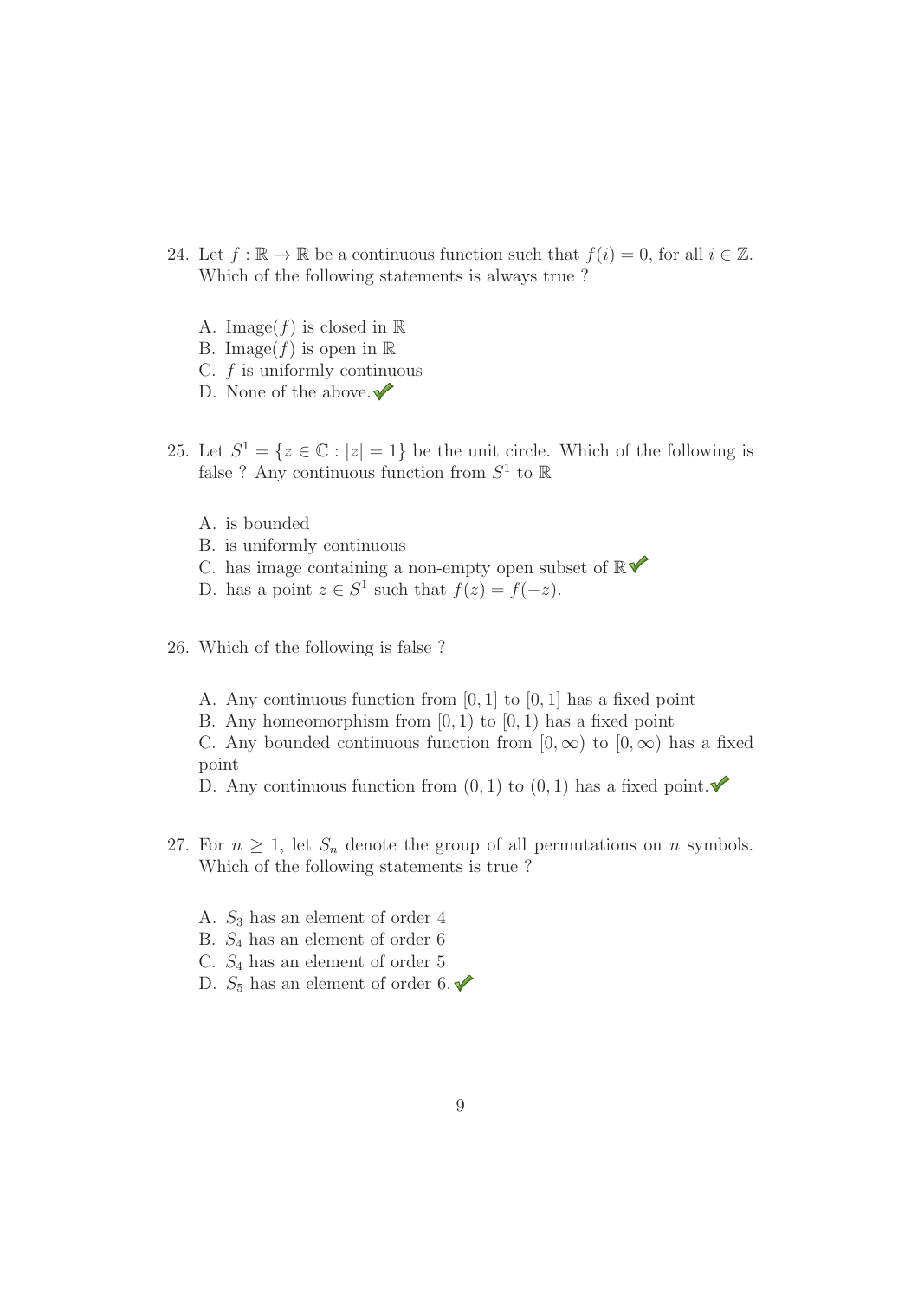24. Let $f : \mathbb{R} \to \mathbb{R}$ be a continuous function such that $f(i) = 0$, for all $i \in \mathbb{Z}$. Which of the following statements is always true ?

    A. Image($f$) is closed in $\mathbb{R}$
    B. Image($f$) is open in $\mathbb{R}$
    C. $f$ is uniformly continuous
    D. None of the above. ✔

25. Let $S^1 = \{z \in \mathbb{C} : |z| = 1\}$ be the unit circle. Which of the following is false ? Any continuous function from $S^1$ to $\mathbb{R}$

    A. is bounded
    B. is uniformly continuous
    C. has image containing a non-empty open subset of $\mathbb{R}$ ✔
    D. has a point $z \in S^1$ such that $f(z) = f(-z)$.

26. Which of the following is false ?

    A. Any continuous function from $[0, 1]$ to $[0, 1]$ has a fixed point
    B. Any homeomorphism from $[0, 1)$ to $[0, 1)$ has a fixed point
    C. Any bounded continuous function from $[0, \infty)$ to $[0, \infty)$ has a fixed point
    D. Any continuous function from $(0, 1)$ to $(0, 1)$ has a fixed point. ✔

27. For $n \geq 1$, let $S_n$ denote the group of all permutations on $n$ symbols. Which of the following statements is true ?

    A. $S_3$ has an element of order 4
    B. $S_4$ has an element of order 6
    C. $S_4$ has an element of order 5
    D. $S_5$ has an element of order 6. ✔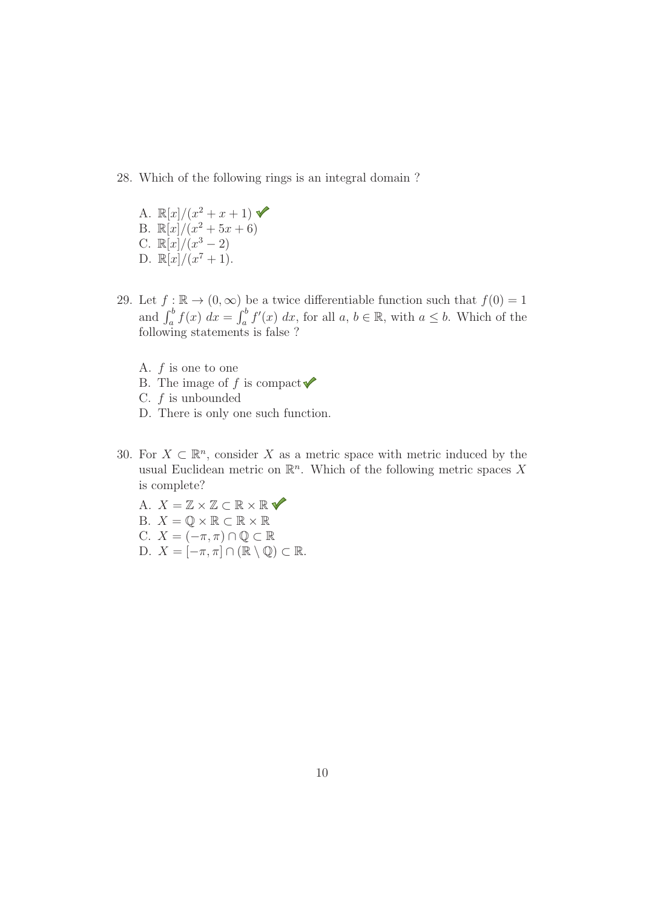28. Which of the following rings is an integral domain ?

 A. $\mathbb{R}[x]/(x^2 + x + 1)$ ✓
 B. $\mathbb{R}[x]/(x^2 + 5x + 6)$
 C. $\mathbb{R}[x]/(x^3 - 2)$
 D. $\mathbb{R}[x]/(x^7 + 1)$.

29. Let $f : \mathbb{R} \to (0, \infty)$ be a twice differentiable function such that $f(0) = 1$ and $\int_a^b f(x)\ dx = \int_a^b f'(x)\ dx$, for all $a$, $b \in \mathbb{R}$, with $a \leq b$. Which of the following statements is false ?

 A. $f$ is one to one
 B. The image of $f$ is compact ✓
 C. $f$ is unbounded
 D. There is only one such function.

30. For $X \subset \mathbb{R}^n$, consider $X$ as a metric space with metric induced by the usual Euclidean metric on $\mathbb{R}^n$. Which of the following metric spaces $X$ is complete?

 A. $X = \mathbb{Z} \times \mathbb{Z} \subset \mathbb{R} \times \mathbb{R}$ ✓
 B. $X = \mathbb{Q} \times \mathbb{R} \subset \mathbb{R} \times \mathbb{R}$
 C. $X = (-\pi, \pi) \cap \mathbb{Q} \subset \mathbb{R}$
 D. $X = [-\pi, \pi] \cap (\mathbb{R} \setminus \mathbb{Q}) \subset \mathbb{R}$.